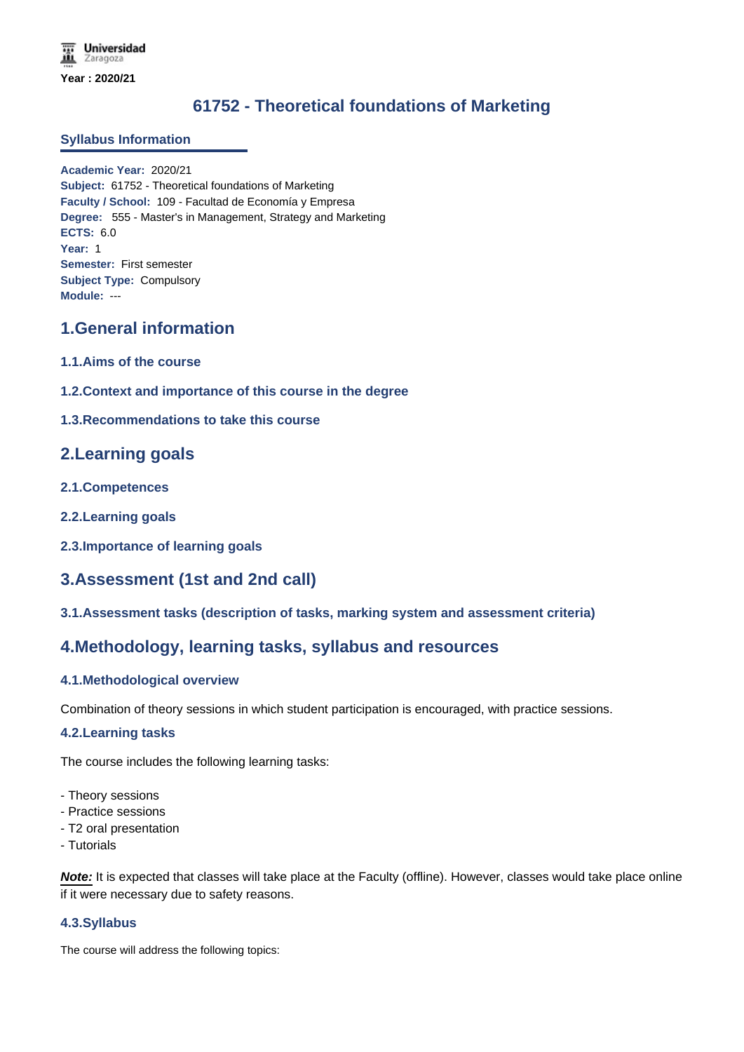Universidad Zaragoza

Year : 2020/21

# 61752 - Theoretical foundations of Marketing

## Syllabus Information

**Academic Year:** 2020/21
**Subject:** 61752 - Theoretical foundations of Marketing
**Faculty / School:** 109 - Facultad de Economía y Empresa
**Degree:** 555 - Master's in Management, Strategy and Marketing
**ECTS:** 6.0
**Year:** 1
**Semester:** First semester
**Subject Type:** Compulsory
**Module:** ---

## 1.General information

### 1.1.Aims of the course

### 1.2.Context and importance of this course in the degree

### 1.3.Recommendations to take this course

## 2.Learning goals

### 2.1.Competences

### 2.2.Learning goals

### 2.3.Importance of learning goals

## 3.Assessment (1st and 2nd call)

### 3.1.Assessment tasks (description of tasks, marking system and assessment criteria)

## 4.Methodology, learning tasks, syllabus and resources

### 4.1.Methodological overview

Combination of theory sessions in which student participation is encouraged, with practice sessions.

### 4.2.Learning tasks

The course includes the following learning tasks:

- Theory sessions
- Practice sessions
- T2 oral presentation
- Tutorials

***Note:*** It is expected that classes will take place at the Faculty (offline). However, classes would take place online if it were necessary due to safety reasons.

### 4.3.Syllabus

The course will address the following topics: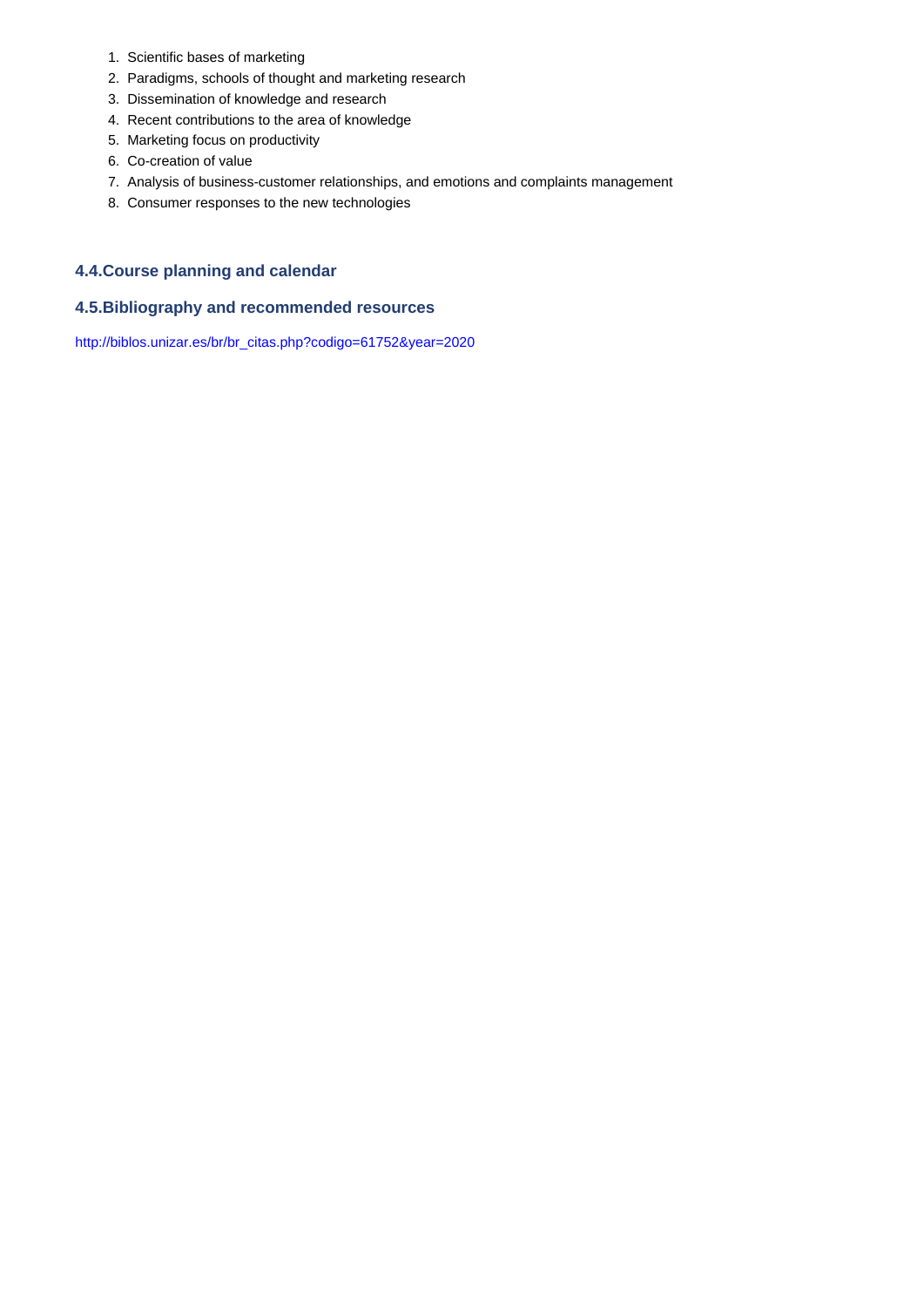1. Scientific bases of marketing
2. Paradigms, schools of thought and marketing research
3. Dissemination of knowledge and research
4. Recent contributions to the area of knowledge
5. Marketing focus on productivity
6. Co-creation of value
7. Analysis of business-customer relationships, and emotions and complaints management
8. Consumer responses to the new technologies

### 4.4.Course planning and calendar

### 4.5.Bibliography and recommended resources

http://biblos.unizar.es/br/br_citas.php?codigo=61752&year=2020